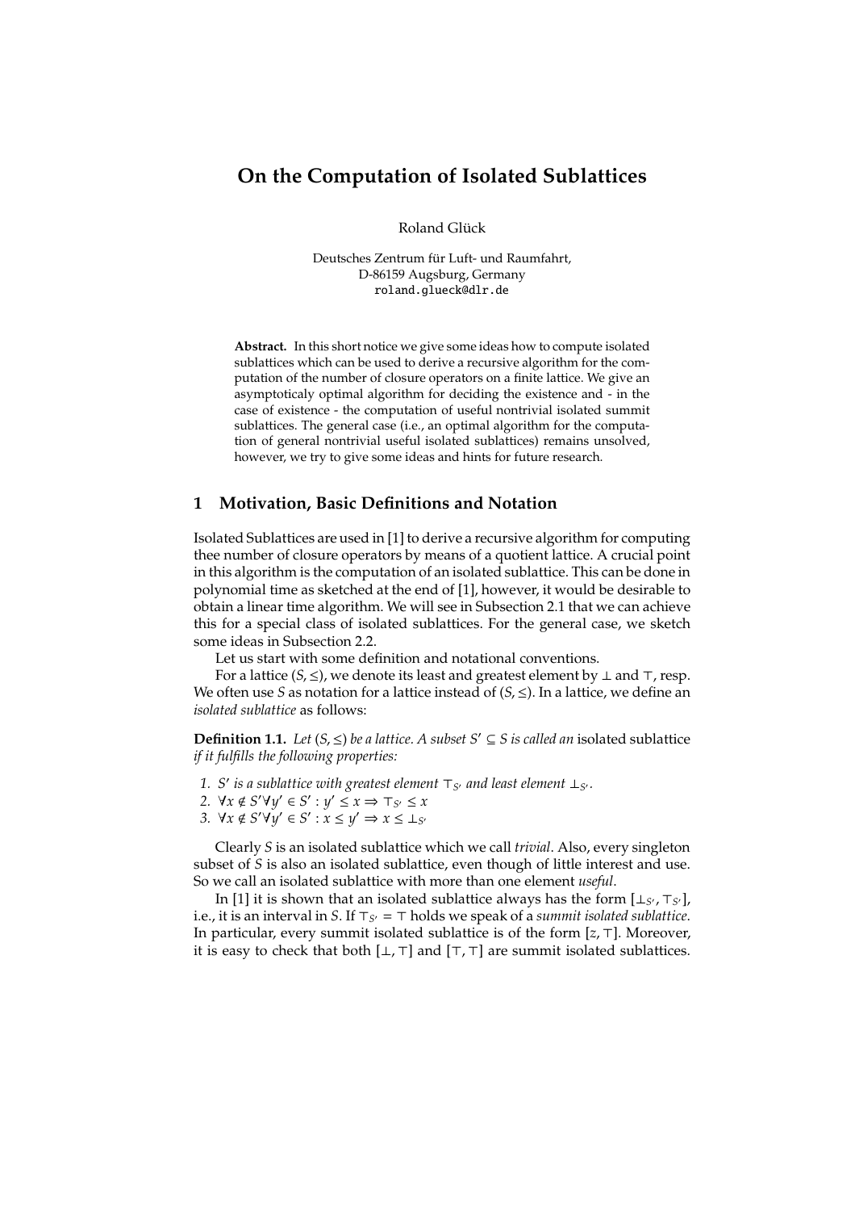# On the Computation of Isolated Sublattices

Roland Glück

Deutsches Zentrum für Luft- und Raumfahrt,
D-86159 Augsburg, Germany
roland.glueck@dlr.de

**Abstract.** In this short notice we give some ideas how to compute isolated sublattices which can be used to derive a recursive algorithm for the computation of the number of closure operators on a finite lattice. We give an asymptoticaly optimal algorithm for deciding the existence and - in the case of existence - the computation of useful nontrivial isolated summit sublattices. The general case (i.e., an optimal algorithm for the computation of general nontrivial useful isolated sublattices) remains unsolved, however, we try to give some ideas and hints for future research.

## 1 Motivation, Basic Definitions and Notation

Isolated Sublattices are used in [1] to derive a recursive algorithm for computing thee number of closure operators by means of a quotient lattice. A crucial point in this algorithm is the computation of an isolated sublattice. This can be done in polynomial time as sketched at the end of [1], however, it would be desirable to obtain a linear time algorithm. We will see in Subsection 2.1 that we can achieve this for a special class of isolated sublattices. For the general case, we sketch some ideas in Subsection 2.2.

Let us start with some definition and notational conventions.

For a lattice $(S, \leq)$, we denote its least and greatest element by $\perp$ and $\top$, resp. We often use $S$ as notation for a lattice instead of $(S, \leq)$. In a lattice, we define an *isolated sublattice* as follows:

**Definition 1.1.** *Let $(S, \leq)$ be a lattice. A subset $S' \subseteq S$ is called an* isolated sublattice *if it fulfills the following properties:*

1. *$S'$ is a sublattice with greatest element $\top_{S'}$ and least element $\perp_{S'}$.*
2. *$\forall x \notin S' \forall y' \in S' : y' \leq x \Rightarrow \top_{S'} \leq x$*
3. *$\forall x \notin S' \forall y' \in S' : x \leq y' \Rightarrow x \leq \perp_{S'}$*

Clearly $S$ is an isolated sublattice which we call *trivial*. Also, every singleton subset of $S$ is also an isolated sublattice, even though of little interest and use. So we call an isolated sublattice with more than one element *useful*.

In [1] it is shown that an isolated sublattice always has the form $[\perp_{S'}, \top_{S'}]$, i.e., it is an interval in $S$. If $\top_{S'} = \top$ holds we speak of a *summit isolated sublattice*. In particular, every summit isolated sublattice is of the form $[z, \top]$. Moreover, it is easy to check that both $[\perp, \top]$ and $[\top, \top]$ are summit isolated sublattices.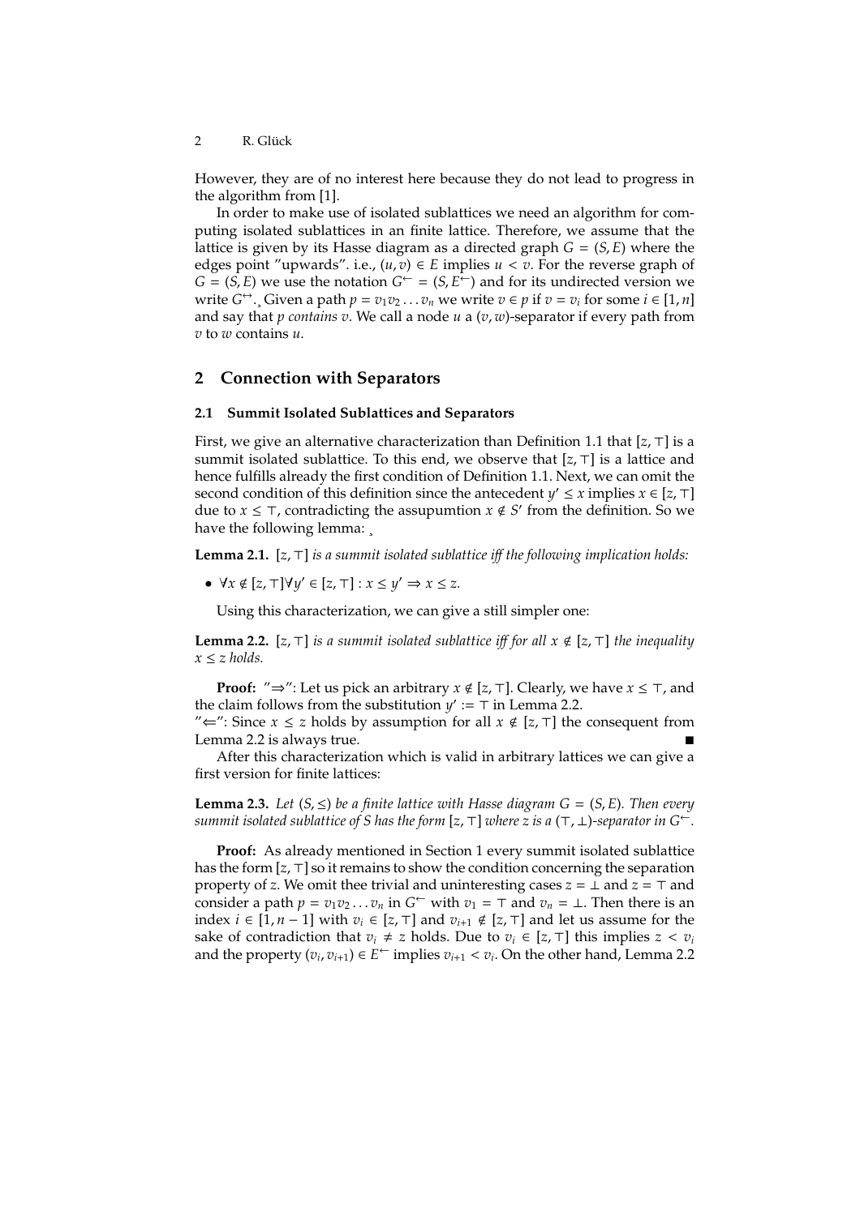However, they are of no interest here because they do not lead to progress in the algorithm from [1].

In order to make use of isolated sublattices we need an algorithm for computing isolated sublattices in an finite lattice. Therefore, we assume that the lattice is given by its Hasse diagram as a directed graph $G = (S, E)$ where the edges point "upwards". i.e., $(u, v) \in E$ implies $u < v$. For the reverse graph of $G = (S, E)$ we use the notation $G^{\leftarrow} = (S, E^{\leftarrow})$ and for its undirected version we write $G^{\leftrightarrow}$. Given a path $p = v_1 v_2 \dots v_n$ we write $v \in p$ if $v = v_i$ for some $i \in [1, n]$ and say that $p$ *contains* $v$. We call a node $u$ a $(v, w)$-separator if every path from $v$ to $w$ contains $u$.

## 2 Connection with Separators

### 2.1 Summit Isolated Sublattices and Separators

First, we give an alternative characterization than Definition 1.1 that $[z, \top]$ is a summit isolated sublattice. To this end, we observe that $[z, \top]$ is a lattice and hence fulfills already the first condition of Definition 1.1. Next, we can omit the second condition of this definition since the antecedent $y' \leq x$ implies $x \in [z, \top]$ due to $x \leq \top$, contradicting the assupumtion $x \notin S'$ from the definition. So we have the following lemma:

**Lemma 2.1.** *$[z, \top]$ is a summit isolated sublattice iff the following implication holds:*

- $\forall x \notin [z, \top] \forall y' \in [z, \top] : x \leq y' \Rightarrow x \leq z.$

Using this characterization, we can give a still simpler one:

**Lemma 2.2.** *$[z, \top]$ is a summit isolated sublattice iff for all $x \notin [z, \top]$ the inequality $x \leq z$ holds.*

**Proof:** "$\Rightarrow$": Let us pick an arbitrary $x \notin [z, \top]$. Clearly, we have $x \leq \top$, and the claim follows from the substitution $y' := \top$ in Lemma 2.2.
"$\Leftarrow$": Since $x \leq z$ holds by assumption for all $x \notin [z, \top]$ the consequent from Lemma 2.2 is always true. ∎

After this characterization which is valid in arbitrary lattices we can give a first version for finite lattices:

**Lemma 2.3.** *Let $(S, \leq)$ be a finite lattice with Hasse diagram $G = (S, E)$. Then every summit isolated sublattice of $S$ has the form $[z, \top]$ where $z$ is a $(\top, \bot)$-separator in $G^{\leftarrow}$.*

**Proof:** As already mentioned in Section 1 every summit isolated sublattice has the form $[z, \top]$ so it remains to show the condition concerning the separation property of $z$. We omit thee trivial and uninteresting cases $z = \bot$ and $z = \top$ and consider a path $p = v_1 v_2 \dots v_n$ in $G^{\leftarrow}$ with $v_1 = \top$ and $v_n = \bot$. Then there is an index $i \in [1, n-1]$ with $v_i \in [z, \top]$ and $v_{i+1} \notin [z, \top]$ and let us assume for the sake of contradiction that $v_i \neq z$ holds. Due to $v_i \in [z, \top]$ this implies $z < v_i$ and the property $(v_i, v_{i+1}) \in E^{\leftarrow}$ implies $v_{i+1} < v_i$. On the other hand, Lemma 2.2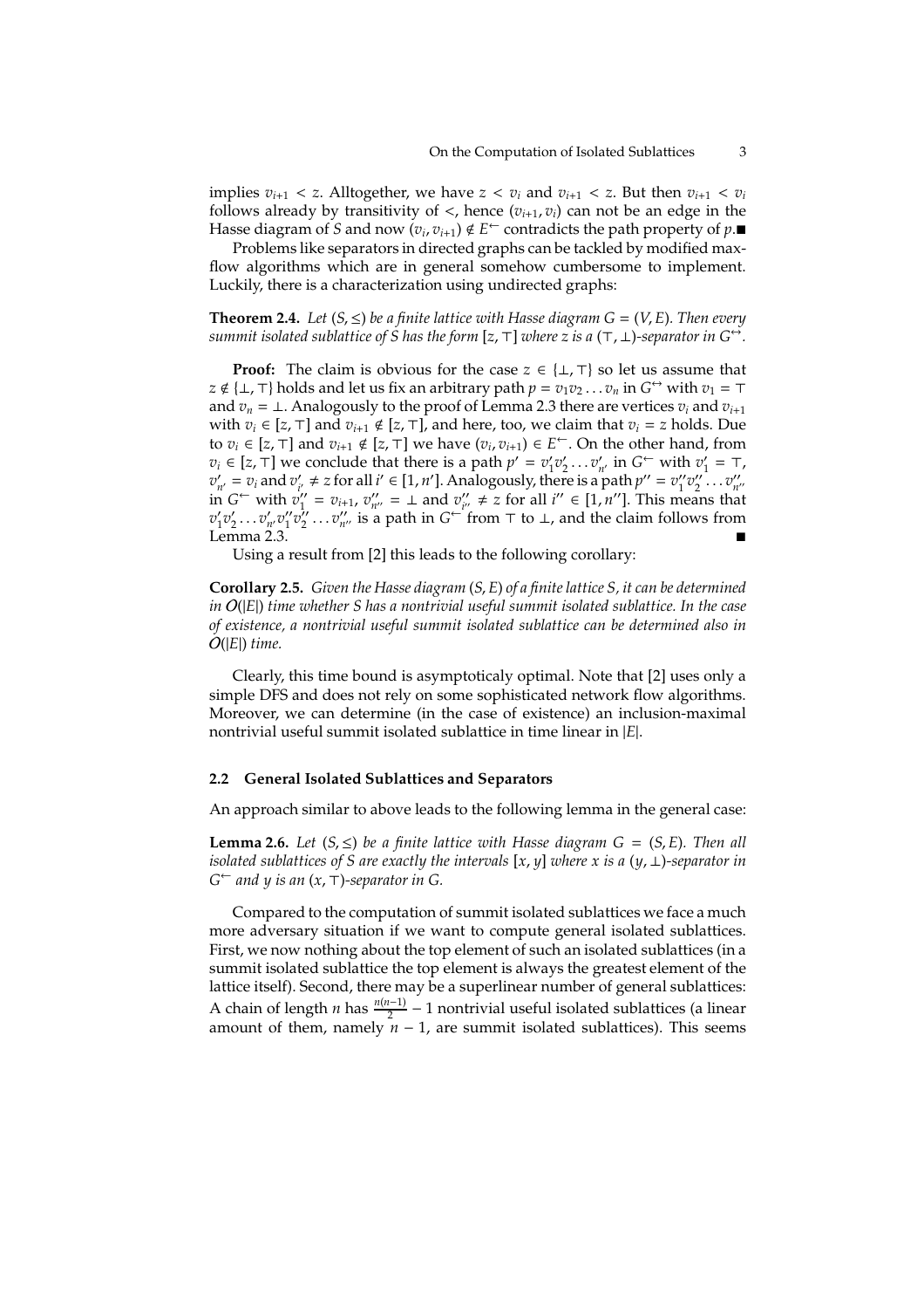implies $v_{i+1} < z$. Alltogether, we have $z < v_i$ and $v_{i+1} < z$. But then $v_{i+1} < v_i$ follows already by transitivity of $<$, hence $(v_{i+1}, v_i)$ can not be an edge in the Hasse diagram of $S$ and now $(v_i, v_{i+1}) \notin E^{\leftarrow}$ contradicts the path property of $p$.■

Problems like separators in directed graphs can be tackled by modified max-flow algorithms which are in general somehow cumbersome to implement. Luckily, there is a characterization using undirected graphs:

**Theorem 2.4.** *Let $(S, \leq)$ be a finite lattice with Hasse diagram $G = (V, E)$. Then every summit isolated sublattice of $S$ has the form $[z, \top]$ where $z$ is a $(\top, \bot)$-separator in $G^{\leftrightarrow}$.*

**Proof:** The claim is obvious for the case $z \in \{\bot, \top\}$ so let us assume that $z \notin \{\bot, \top\}$ holds and let us fix an arbitrary path $p = v_1 v_2 \ldots v_n$ in $G^{\leftrightarrow}$ with $v_1 = \top$ and $v_n = \bot$. Analogously to the proof of Lemma 2.3 there are vertices $v_i$ and $v_{i+1}$ with $v_i \in [z, \top]$ and $v_{i+1} \notin [z, \top]$, and here, too, we claim that $v_i = z$ holds. Due to $v_i \in [z, \top]$ and $v_{i+1} \notin [z, \top]$ we have $(v_i, v_{i+1}) \in E^{\leftarrow}$. On the other hand, from $v_i \in [z, \top]$ we conclude that there is a path $p' = v'_1 v'_2 \ldots v'_{n'}$ in $G^{\leftarrow}$ with $v'_1 = \top$, $v'_{n'} = v_i$ and $v'_{i'} \neq z$ for all $i' \in [1, n']$. Analogously, there is a path $p'' = v''_1 v''_2 \ldots v''_{n''}$ in $G^{\leftarrow}$ with $v''_1 = v_{i+1}$, $v''_{n''} = \bot$ and $v''_{i''} \neq z$ for all $i'' \in [1, n'']$. This means that $v'_1 v'_2 \ldots v'_{n'} v''_1 v''_2 \ldots v''_{n''}$ is a path in $G^{\leftarrow}$ from $\top$ to $\bot$, and the claim follows from Lemma 2.3. ■

Using a result from [2] this leads to the following corollary:

**Corollary 2.5.** *Given the Hasse diagram $(S, E)$ of a finite lattice $S$, it can be determined in $O(|E|)$ time whether $S$ has a nontrivial useful summit isolated sublattice. In the case of existence, a nontrivial useful summit isolated sublattice can be determined also in $O(|E|)$ time.*

Clearly, this time bound is asymptoticaly optimal. Note that [2] uses only a simple DFS and does not rely on some sophisticated network flow algorithms. Moreover, we can determine (in the case of existence) an inclusion-maximal nontrivial useful summit isolated sublattice in time linear in $|E|$.

### 2.2 General Isolated Sublattices and Separators

An approach similar to above leads to the following lemma in the general case:

**Lemma 2.6.** *Let $(S, \leq)$ be a finite lattice with Hasse diagram $G = (S, E)$. Then all isolated sublattices of $S$ are exactly the intervals $[x, y]$ where $x$ is a $(y, \bot)$-separator in $G^{\leftarrow}$ and $y$ is an $(x, \top)$-separator in $G$.*

Compared to the computation of summit isolated sublattices we face a much more adversary situation if we want to compute general isolated sublattices. First, we now nothing about the top element of such an isolated sublattices (in a summit isolated sublattice the top element is always the greatest element of the lattice itself). Second, there may be a superlinear number of general sublattices: A chain of length $n$ has $\frac{n(n-1)}{2} - 1$ nontrivial useful isolated sublattices (a linear amount of them, namely $n - 1$, are summit isolated sublattices). This seems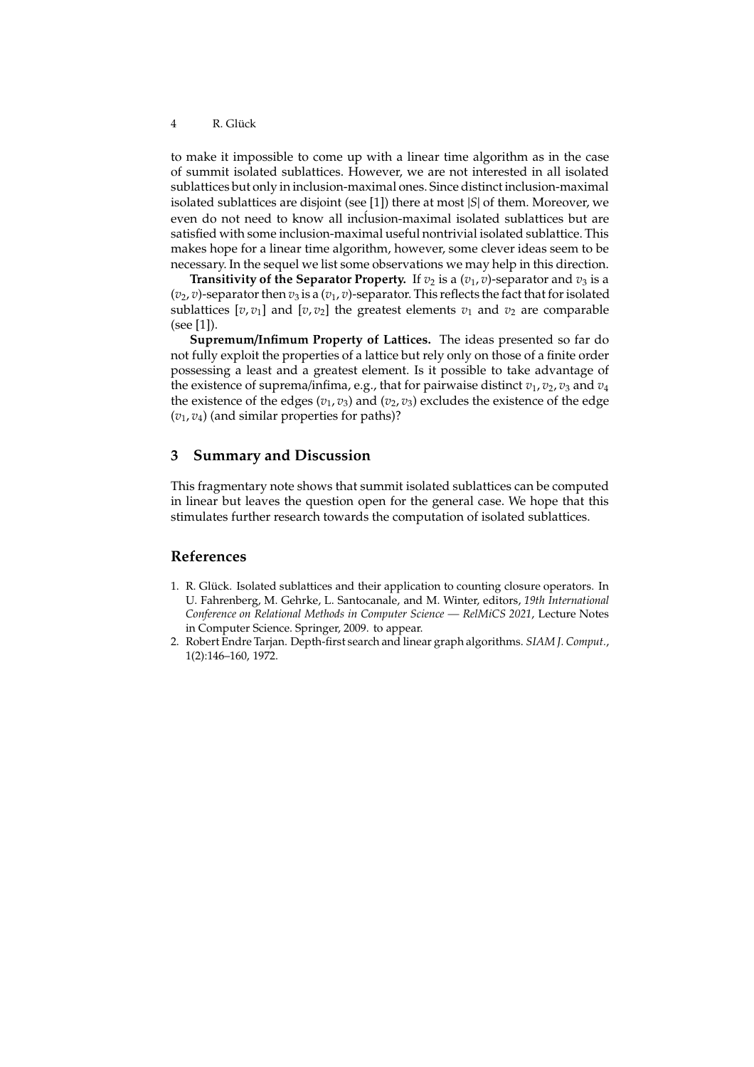to make it impossible to come up with a linear time algorithm as in the case of summit isolated sublattices. However, we are not interested in all isolated sublattices but only in inclusion-maximal ones. Since distinct inclusion-maximal isolated sublattices are disjoint (see [1]) there at most $|S|$ of them. Moreover, we even do not need to know all inclusion-maximal isolated sublattices but are satisfied with some inclusion-maximal useful nontrivial isolated sublattice. This makes hope for a linear time algorithm, however, some clever ideas seem to be necessary. In the sequel we list some observations we may help in this direction.

**Transitivity of the Separator Property.** If $v_2$ is a $(v_1, v)$-separator and $v_3$ is a $(v_2, v)$-separator then $v_3$ is a $(v_1, v)$-separator. This reflects the fact that for isolated sublattices $[v, v_1]$ and $[v, v_2]$ the greatest elements $v_1$ and $v_2$ are comparable (see [1]).

**Supremum/Infimum Property of Lattices.** The ideas presented so far do not fully exploit the properties of a lattice but rely only on those of a finite order possessing a least and a greatest element. Is it possible to take advantage of the existence of suprema/infima, e.g., that for pairwise distinct $v_1, v_2, v_3$ and $v_4$ the existence of the edges $(v_1, v_3)$ and $(v_2, v_3)$ excludes the existence of the edge $(v_1, v_4)$ (and similar properties for paths)?

## 3 Summary and Discussion

This fragmentary note shows that summit isolated sublattices can be computed in linear but leaves the question open for the general case. We hope that this stimulates further research towards the computation of isolated sublattices.

## References

1. R. Glück. Isolated sublattices and their application to counting closure operators. In U. Fahrenberg, M. Gehrke, L. Santocanale, and M. Winter, editors, *19th International Conference on Relational Methods in Computer Science — RelMiCS 2021*, Lecture Notes in Computer Science. Springer, 2009. to appear.
2. Robert Endre Tarjan. Depth-first search and linear graph algorithms. *SIAM J. Comput.*, 1(2):146–160, 1972.